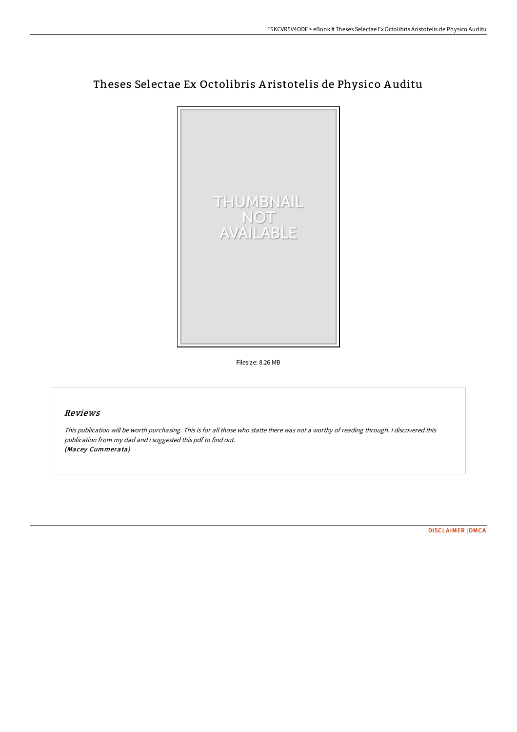# Theses Selectae Ex Octolibris Aristotelis de Physico Auditu

Filesize: 8.26 MB

## Reviews

*This publication will be worth purchasing. This is for all those who statte there was not a worthy of reading through. I discovered this publication from my dad and i suggested this pdf to find out.*
*(Macey Cummerata)*

DISCLAIMER | DMCA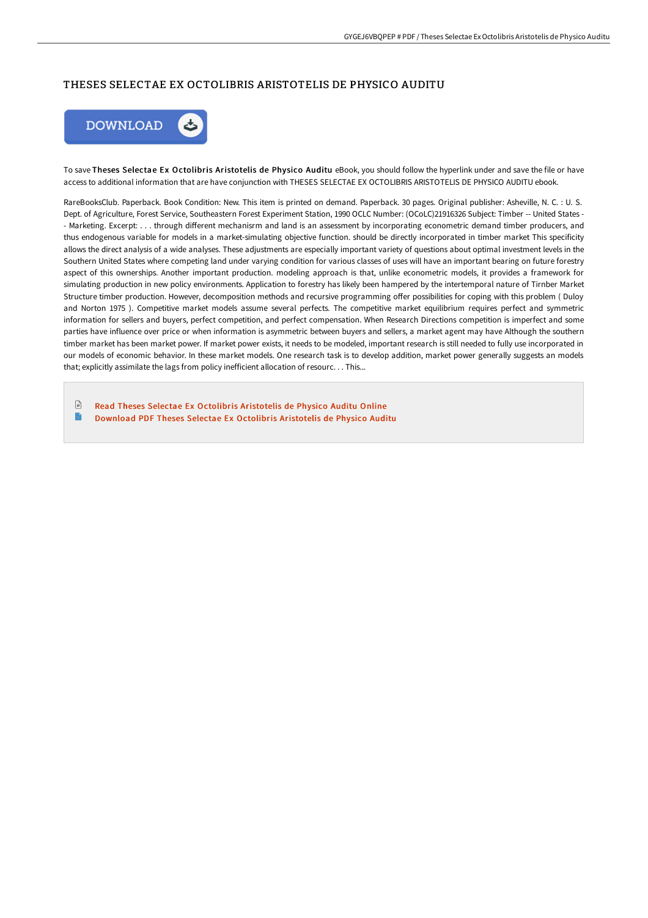# THESES SELECTAE EX OCTOLIBRIS ARISTOTELIS DE PHYSICO AUDITU

DOWNLOAD

To save **Theses Selectae Ex Octolibris Aristotelis de Physico Auditu** eBook, you should follow the hyperlink under and save the file or have access to additional information that are have conjunction with THESES SELECTAE EX OCTOLIBRIS ARISTOTELIS DE PHYSICO AUDITU ebook.

RareBooksClub. Paperback. Book Condition: New. This item is printed on demand. Paperback. 30 pages. Original publisher: Asheville, N. C. : U. S. Dept. of Agriculture, Forest Service, Southeastern Forest Experiment Station, 1990 OCLC Number: (OCoLC)21916326 Subject: Timber -- United States -- Marketing. Excerpt: . . . through different mechanisrm and land is an assessment by incorporating econometric demand timber producers, and thus endogenous variable for models in a market-simulating objective function. should be directly incorporated in timber market This specificity allows the direct analysis of a wide analyses. These adjustments are especially important variety of questions about optimal investment levels in the Southern United States where competing land under varying condition for various classes of uses will have an important bearing on future forestry aspect of this ownerships. Another important production. modeling approach is that, unlike econometric models, it provides a framework for simulating production in new policy environments. Application to forestry has likely been hampered by the intertemporal nature of Tirnber Market Structure timber production. However, decomposition methods and recursive programming offer possibilities for coping with this problem ( Duloy and Norton 1975 ). Competitive market models assume several perfects. The competitive market equilibrium requires perfect and symmetric information for sellers and buyers, perfect competition, and perfect compensation. When Research Directions competition is imperfect and some parties have influence over price or when information is asymmetric between buyers and sellers, a market agent may have Although the southern timber market has been market power. If market power exists, it needs to be modeled, important research is still needed to fully use incorporated in our models of economic behavior. In these market models. One research task is to develop addition, market power generally suggests an models that; explicitly assimilate the lags from policy inefficient allocation of resourc. . . This...

- Read Theses Selectae Ex Octolibris Aristotelis de Physico Auditu Online
- Download PDF Theses Selectae Ex Octolibris Aristotelis de Physico Auditu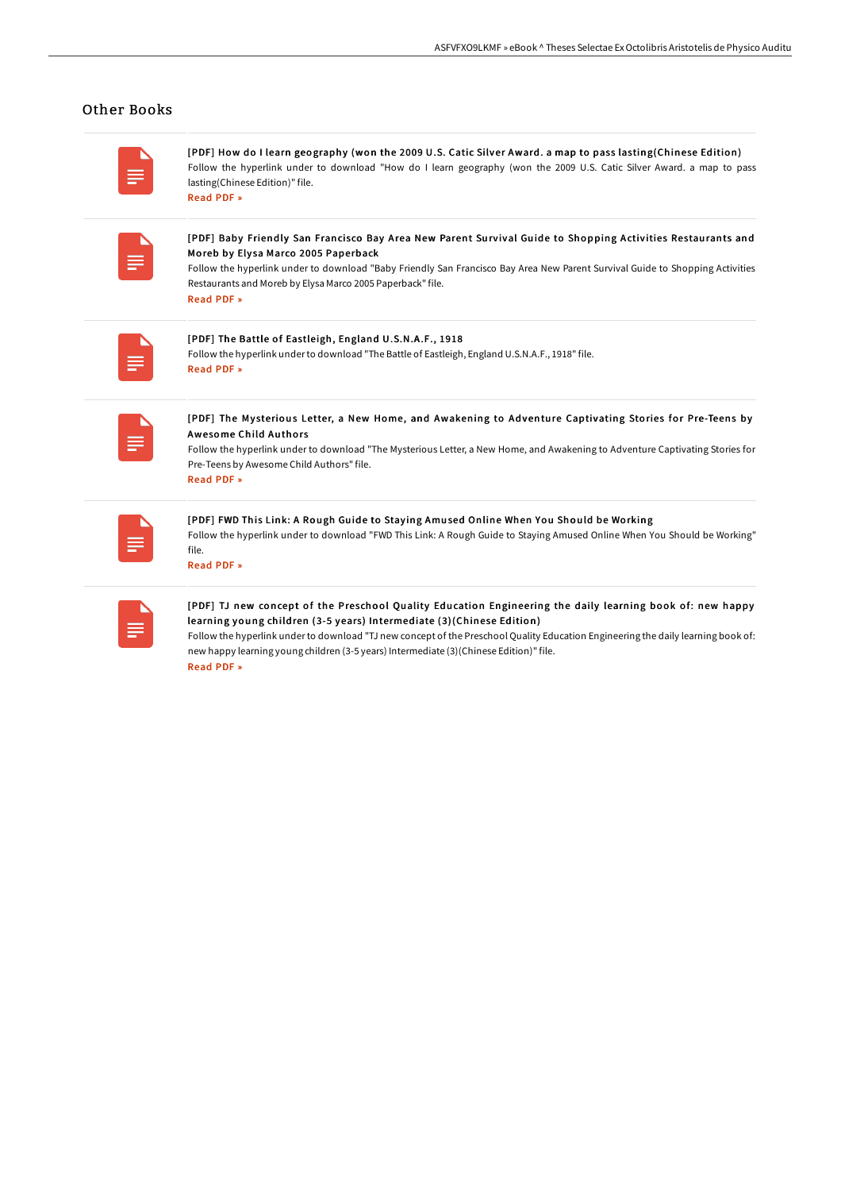## Other Books

**[PDF] How do I learn geography (won the 2009 U.S. Catic Silver Award. a map to pass lasting(Chinese Edition)**

Follow the hyperlink under to download "How do I learn geography (won the 2009 U.S. Catic Silver Award. a map to pass lasting(Chinese Edition)" file.

Read PDF »

**[PDF] Baby Friendly San Francisco Bay Area New Parent Survival Guide to Shopping Activities Restaurants and Moreb by Elysa Marco 2005 Paperback**

Follow the hyperlink under to download "Baby Friendly San Francisco Bay Area New Parent Survival Guide to Shopping Activities Restaurants and Moreb by Elysa Marco 2005 Paperback" file.

Read PDF »

**[PDF] The Battle of Eastleigh, England U.S.N.A.F., 1918**

Follow the hyperlink under to download "The Battle of Eastleigh, England U.S.N.A.F., 1918" file.

Read PDF »

**[PDF] The Mysterious Letter, a New Home, and Awakening to Adventure Captivating Stories for Pre-Teens by Awesome Child Authors**

Follow the hyperlink under to download "The Mysterious Letter, a New Home, and Awakening to Adventure Captivating Stories for Pre-Teens by Awesome Child Authors" file.

Read PDF »

**[PDF] FWD This Link: A Rough Guide to Staying Amused Online When You Should be Working**

Follow the hyperlink under to download "FWD This Link: A Rough Guide to Staying Amused Online When You Should be Working" file.

Read PDF »

**[PDF] TJ new concept of the Preschool Quality Education Engineering the daily learning book of: new happy learning young children (3-5 years) Intermediate (3)(Chinese Edition)**

Follow the hyperlink under to download "TJ new concept of the Preschool Quality Education Engineering the daily learning book of: new happy learning young children (3-5 years) Intermediate (3)(Chinese Edition)" file.

Read PDF »